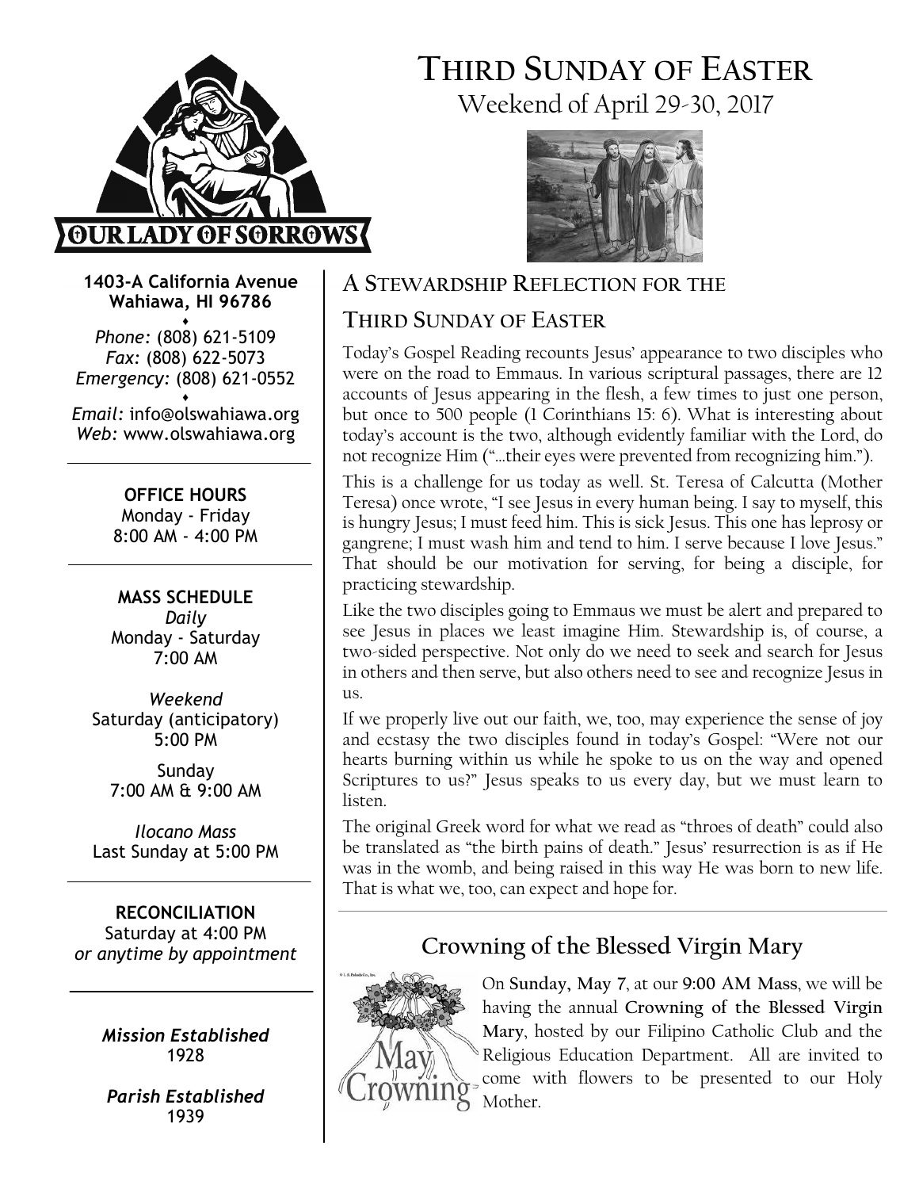# Third Sunday of Easter

Weekend of April 29-30, 2017

**1403-A California Avenue**
**Wahiawa, HI 96786**

*Phone:* (808) 621-5109
*Fax:* (808) 622-5073
*Emergency:* (808) 621-0552

*Email:* info@olswahiawa.org
*Web:* www.olswahiawa.org

**OFFICE HOURS**
Monday - Friday
8:00 AM - 4:00 PM

**MASS SCHEDULE**

*Daily*
Monday - Saturday
7:00 AM

*Weekend*
Saturday (anticipatory)
5:00 PM

Sunday
7:00 AM & 9:00 AM

*Ilocano Mass*
Last Sunday at 5:00 PM

**RECONCILIATION**
Saturday at 4:00 PM
*or anytime by appointment*

***Mission Established***
1928

***Parish Established***
1939

## A Stewardship Reflection for the Third Sunday of Easter

Today's Gospel Reading recounts Jesus' appearance to two disciples who were on the road to Emmaus. In various scriptural passages, there are 12 accounts of Jesus appearing in the flesh, a few times to just one person, but once to 500 people (1 Corinthians 15: 6). What is interesting about today's account is the two, although evidently familiar with the Lord, do not recognize Him ("…their eyes were prevented from recognizing him.").

This is a challenge for us today as well. St. Teresa of Calcutta (Mother Teresa) once wrote, "I see Jesus in every human being. I say to myself, this is hungry Jesus; I must feed him. This is sick Jesus. This one has leprosy or gangrene; I must wash him and tend to him. I serve because I love Jesus." That should be our motivation for serving, for being a disciple, for practicing stewardship.

Like the two disciples going to Emmaus we must be alert and prepared to see Jesus in places we least imagine Him. Stewardship is, of course, a two-sided perspective. Not only do we need to seek and search for Jesus in others and then serve, but also others need to see and recognize Jesus in us.

If we properly live out our faith, we, too, may experience the sense of joy and ecstasy the two disciples found in today's Gospel: "Were not our hearts burning within us while he spoke to us on the way and opened Scriptures to us?" Jesus speaks to us every day, but we must learn to listen.

The original Greek word for what we read as "throes of death" could also be translated as "the birth pains of death." Jesus' resurrection is as if He was in the womb, and being raised in this way He was born to new life. That is what we, too, can expect and hope for.

## Crowning of the Blessed Virgin Mary

On **Sunday, May 7**, at our **9:00 AM Mass**, we will be having the annual **Crowning of the Blessed Virgin Mary**, hosted by our Filipino Catholic Club and the Religious Education Department. All are invited to come with flowers to be presented to our Holy Mother.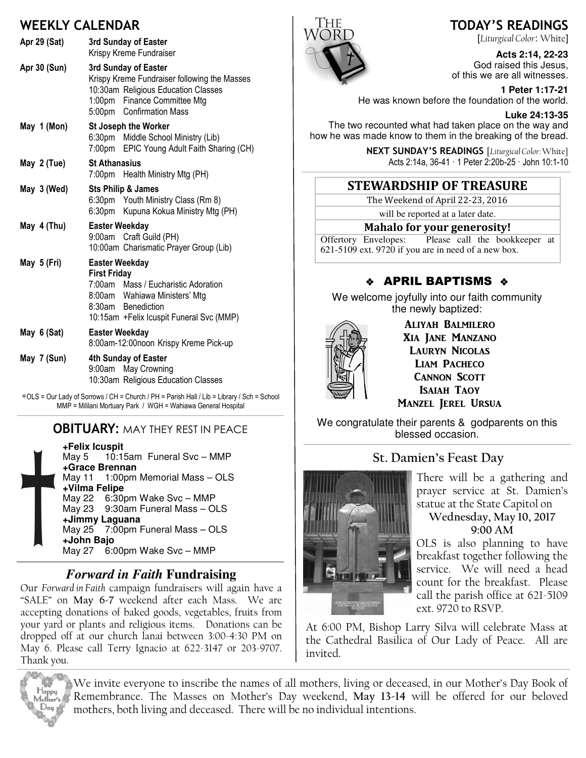## WEEKLY CALENDAR

| Date | Events |
|---|---|
| Apr 29 (Sat) | **3rd Sunday of Easter**<br>Krispy Kreme Fundraiser |
| Apr 30 (Sun) | **3rd Sunday of Easter**<br>Krispy Kreme Fundraiser following the Masses<br>10:30am Religious Education Classes<br>1:00pm Finance Committee Mtg<br>5:00pm Confirmation Mass |
| May 1 (Mon) | **St Joseph the Worker**<br>6:30pm Middle School Ministry (Lib)<br>7:00pm EPIC Young Adult Faith Sharing (CH) |
| May 2 (Tue) | **St Athanasius**<br>7:00pm Health Ministry Mtg (PH) |
| May 3 (Wed) | **Sts Philip & James**<br>6:30pm Youth Ministry Class (Rm 8)<br>6:30pm Kupuna Kokua Ministry Mtg (PH) |
| May 4 (Thu) | **Easter Weekday**<br>9:00am Craft Guild (PH)<br>10:00am Charismatic Prayer Group (Lib) |
| May 5 (Fri) | **Easter Weekday**<br>**First Friday**<br>7:00am Mass / Eucharistic Adoration<br>8:00am Wahiawa Ministers' Mtg<br>8:30am Benediction<br>10:15am +Felix Icuspit Funeral Svc (MMP) |
| May 6 (Sat) | **Easter Weekday**<br>8:00am-12:00noon Krispy Kreme Pick-up |
| May 7 (Sun) | **4th Sunday of Easter**<br>9:00am May Crowning<br>10:30am Religious Education Classes |

*OLS = Our Lady of Sorrows / CH = Church / PH = Parish Hall / Lib = Library / Sch = School
MMP = Mililani Mortuary Park / WGH = Wahiawa General Hospital

## OBITUARY: MAY THEY REST IN PEACE

**+Felix Icuspit**
May 5 10:15am Funeral Svc – MMP
**+Grace Brennan**
May 11 1:00pm Memorial Mass – OLS
**+Vilma Felipe**
May 22 6:30pm Wake Svc – MMP
May 23 9:30am Funeral Mass – OLS
**+Jimmy Laguana**
May 25 7:00pm Funeral Mass – OLS
**+John Bajo**
May 27 6:00pm Wake Svc – MMP

## *Forward in Faith* Fundraising

Our *Forward in Faith* campaign fundraisers will again have a "SALE" on **May 6-7** weekend after each Mass. We are accepting donations of baked goods, vegetables, fruits from your yard or plants and religious items. Donations can be dropped off at our church lanai between 3:00-4:30 PM on May 6. Please call Terry Ignacio at 622-3147 or 203-9707. Thank you.

## TODAY'S READINGS

[*Liturgical Color*: White]

**Acts 2:14, 22-23**
God raised this Jesus, of this we are all witnesses.

**1 Peter 1:17-21**
He was known before the foundation of the world.

**Luke 24:13-35**
The two recounted what had taken place on the way and how he was made know to them in the breaking of the bread.

**NEXT SUNDAY'S READINGS** [*Liturgical Color:* White]
Acts 2:14a, 36-41 · 1 Peter 2:20b-25 · John 10:1-10

## STEWARDSHIP OF TREASURE

The Weekend of April 22-23, 2016
will be reported at a later date.

**Mahalo for your generosity!**

Offertory Envelopes: Please call the bookkeeper at 621-5109 ext. 9720 if you are in need of a new box.

## ❖ APRIL BAPTISMS ❖

We welcome joyfully into our faith community the newly baptized:

Aliyah Balmilero
Xia Jane Manzano
Lauryn Nicolas
Liam Pacheco
Cannon Scott
Isaiah Taoy
Manzel Jerel Ursua

We congratulate their parents & godparents on this blessed occasion.

## St. Damien's Feast Day

There will be a gathering and prayer service at St. Damien's statue at the State Capitol on

**Wednesday, May 10, 2017**
**9:00 AM**

OLS is also planning to have breakfast together following the service. We will need a head count for the breakfast. Please call the parish office at 621-5109 ext. 9720 to RSVP.

At 6:00 PM, Bishop Larry Silva will celebrate Mass at the Cathedral Basilica of Our Lady of Peace. All are invited.

We invite everyone to inscribe the names of all mothers, living or deceased, in our Mother's Day Book of Remembrance. The Masses on Mother's Day weekend, **May 13-14** will be offered for our beloved mothers, both living and deceased. There will be no individual intentions.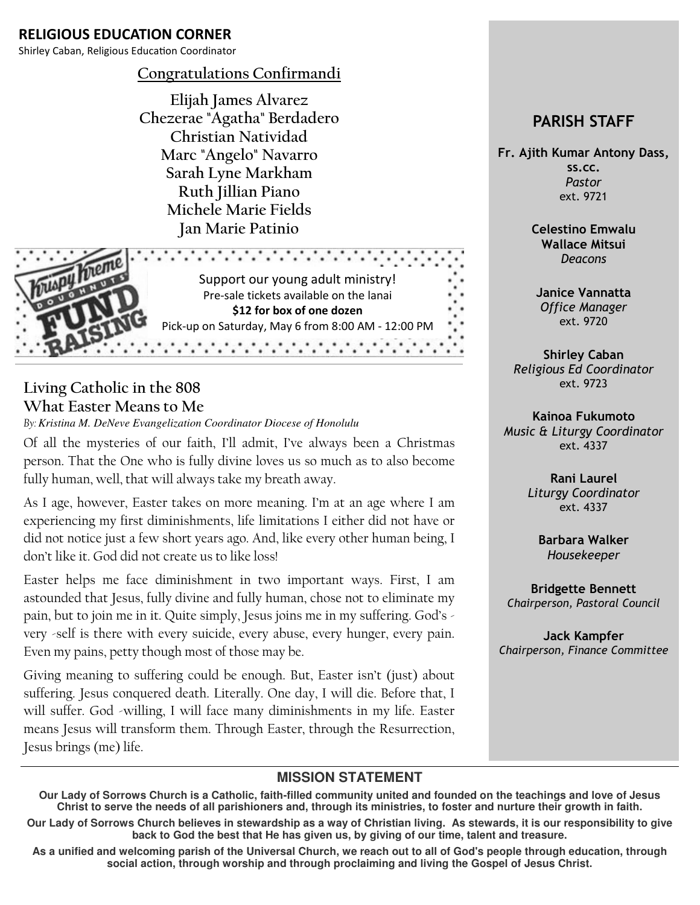## RELIGIOUS EDUCATION CORNER

Shirley Caban, Religious Education Coordinator

### Congratulations Confirmandi

Elijah James Alvarez
Chezerae "Agatha" Berdadero
Christian Natividad
Marc "Angelo" Navarro
Sarah Lyne Markham
Ruth Jillian Piano
Michele Marie Fields
Jan Marie Patinio

Krispy Kreme Doughnuts FUND RAISING

Support our young adult ministry!
Pre-sale tickets available on the lanai
**$12 for box of one dozen**
Pick-up on Saturday, May 6 from 8:00 AM - 12:00 PM

## Living Catholic in the 808
## What Easter Means to Me

*By: Kristina M. DeNeve Evangelization Coordinator Diocese of Honolulu*

Of all the mysteries of our faith, I'll admit, I've always been a Christmas person. That the One who is fully divine loves us so much as to also become fully human, well, that will always take my breath away.

As I age, however, Easter takes on more meaning. I'm at an age where I am experiencing my first diminishments, life limitations I either did not have or did not notice just a few short years ago. And, like every other human being, I don't like it. God did not create us to like loss!

Easter helps me face diminishment in two important ways. First, I am astounded that Jesus, fully divine and fully human, chose not to eliminate my pain, but to join me in it. Quite simply, Jesus joins me in my suffering. God's -very -self is there with every suicide, every abuse, every hunger, every pain. Even my pains, petty though most of those may be.

Giving meaning to suffering could be enough. But, Easter isn't (just) about suffering. Jesus conquered death. Literally. One day, I will die. Before that, I will suffer. God -willing, I will face many diminishments in my life. Easter means Jesus will transform them. Through Easter, through the Resurrection, Jesus brings (me) life.

## PARISH STAFF

**Fr. Ajith Kumar Antony Dass, ss.cc.**
*Pastor*
ext. 9721

**Celestino Emwalu**
**Wallace Mitsui**
*Deacons*

**Janice Vannatta**
*Office Manager*
ext. 9720

**Shirley Caban**
*Religious Ed Coordinator*
ext. 9723

**Kainoa Fukumoto**
*Music & Liturgy Coordinator*
ext. 4337

**Rani Laurel**
*Liturgy Coordinator*
ext. 4337

**Barbara Walker**
*Housekeeper*

**Bridgette Bennett**
*Chairperson, Pastoral Council*

**Jack Kampfer**
*Chairperson, Finance Committee*

## MISSION STATEMENT

**Our Lady of Sorrows Church is a Catholic, faith-filled community united and founded on the teachings and love of Jesus Christ to serve the needs of all parishioners and, through its ministries, to foster and nurture their growth in faith.**

**Our Lady of Sorrows Church believes in stewardship as a way of Christian living. As stewards, it is our responsibility to give back to God the best that He has given us, by giving of our time, talent and treasure.**

**As a unified and welcoming parish of the Universal Church, we reach out to all of God's people through education, through social action, through worship and through proclaiming and living the Gospel of Jesus Christ.**